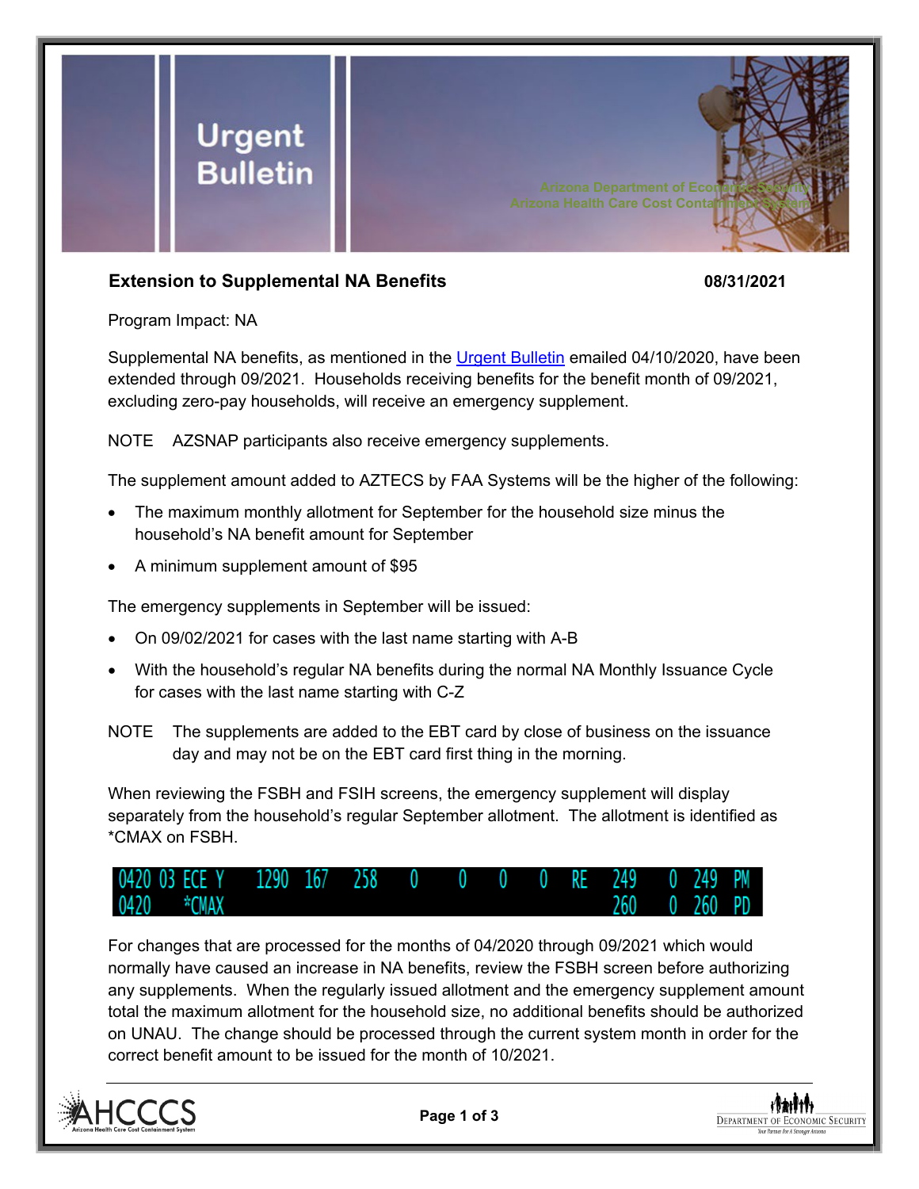# Urgent Bulletin

Arizona Department of Economic Security
Arizona Health Care Cost Containment System

**Extension to Supplemental NA Benefits** **08/31/2021**

Program Impact: NA

Supplemental NA benefits, as mentioned in the Urgent Bulletin emailed 04/10/2020, have been extended through 09/2021. Households receiving benefits for the benefit month of 09/2021, excluding zero-pay households, will receive an emergency supplement.

NOTE AZSNAP participants also receive emergency supplements.

The supplement amount added to AZTECS by FAA Systems will be the higher of the following:

- The maximum monthly allotment for September for the household size minus the household's NA benefit amount for September
- A minimum supplement amount of $95

The emergency supplements in September will be issued:

- On 09/02/2021 for cases with the last name starting with A-B
- With the household's regular NA benefits during the normal NA Monthly Issuance Cycle for cases with the last name starting with C-Z

NOTE The supplements are added to the EBT card by close of business on the issuance day and may not be on the EBT card first thing in the morning.

When reviewing the FSBH and FSIH screens, the emergency supplement will display separately from the household's regular September allotment. The allotment is identified as *CMAX on FSBH.

```
0420 03 ECE Y   1290  167   258   0    0    0    0   RE   249    0  249  PM
0420    *CMAX                                           260    0  260  PD
```

For changes that are processed for the months of 04/2020 through 09/2021 which would normally have caused an increase in NA benefits, review the FSBH screen before authorizing any supplements. When the regularly issued allotment and the emergency supplement amount total the maximum allotment for the household size, no additional benefits should be authorized on UNAU. The change should be processed through the current system month in order for the correct benefit amount to be issued for the month of 10/2021.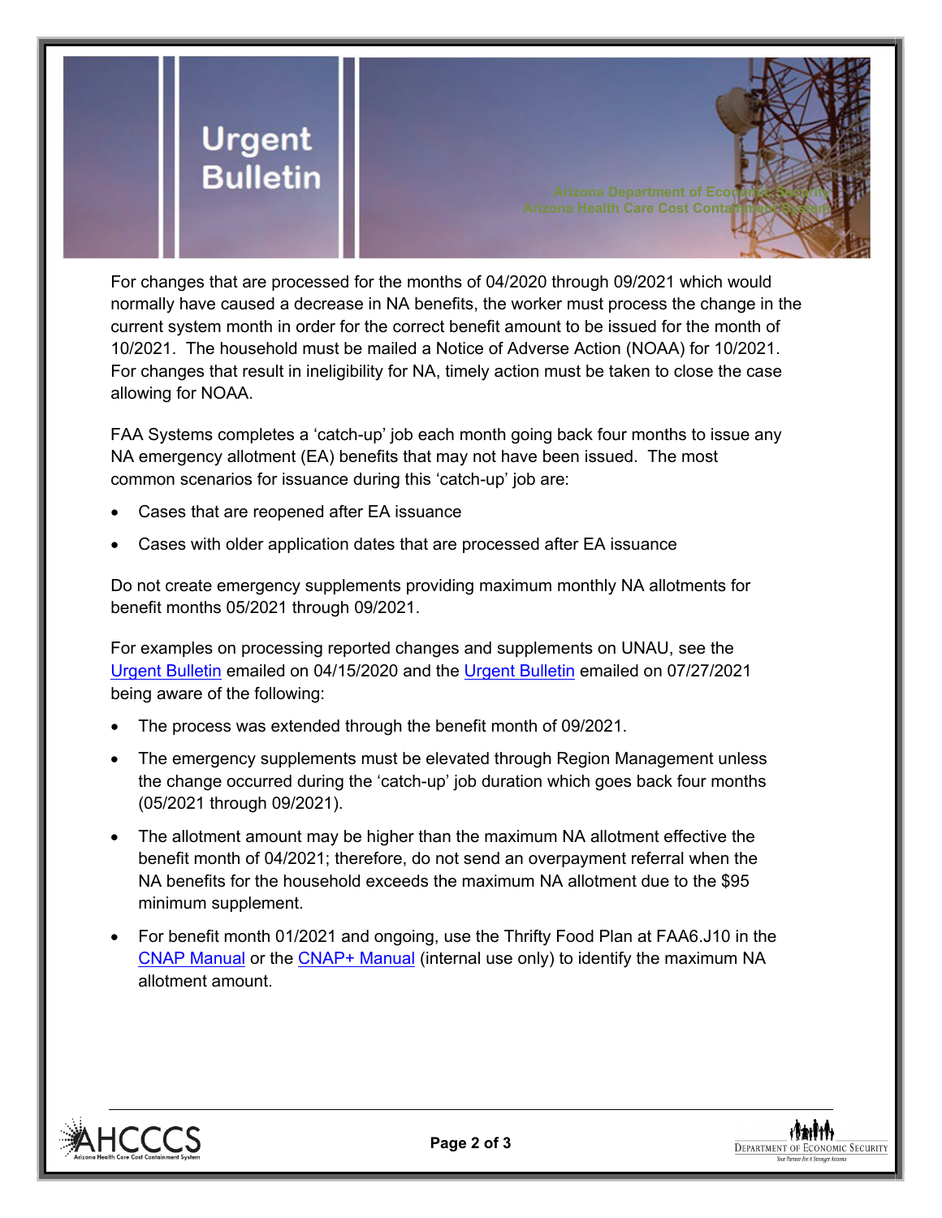For changes that are processed for the months of 04/2020 through 09/2021 which would normally have caused a decrease in NA benefits, the worker must process the change in the current system month in order for the correct benefit amount to be issued for the month of 10/2021. The household must be mailed a Notice of Adverse Action (NOAA) for 10/2021. For changes that result in ineligibility for NA, timely action must be taken to close the case allowing for NOAA.

FAA Systems completes a 'catch-up' job each month going back four months to issue any NA emergency allotment (EA) benefits that may not have been issued. The most common scenarios for issuance during this 'catch-up' job are:

- Cases that are reopened after EA issuance
- Cases with older application dates that are processed after EA issuance

Do not create emergency supplements providing maximum monthly NA allotments for benefit months 05/2021 through 09/2021.

For examples on processing reported changes and supplements on UNAU, see the Urgent Bulletin emailed on 04/15/2020 and the Urgent Bulletin emailed on 07/27/2021 being aware of the following:

- The process was extended through the benefit month of 09/2021.
- The emergency supplements must be elevated through Region Management unless the change occurred during the 'catch-up' job duration which goes back four months (05/2021 through 09/2021).
- The allotment amount may be higher than the maximum NA allotment effective the benefit month of 04/2021; therefore, do not send an overpayment referral when the NA benefits for the household exceeds the maximum NA allotment due to the $95 minimum supplement.
- For benefit month 01/2021 and ongoing, use the Thrifty Food Plan at FAA6.J10 in the CNAP Manual or the CNAP+ Manual (internal use only) to identify the maximum NA allotment amount.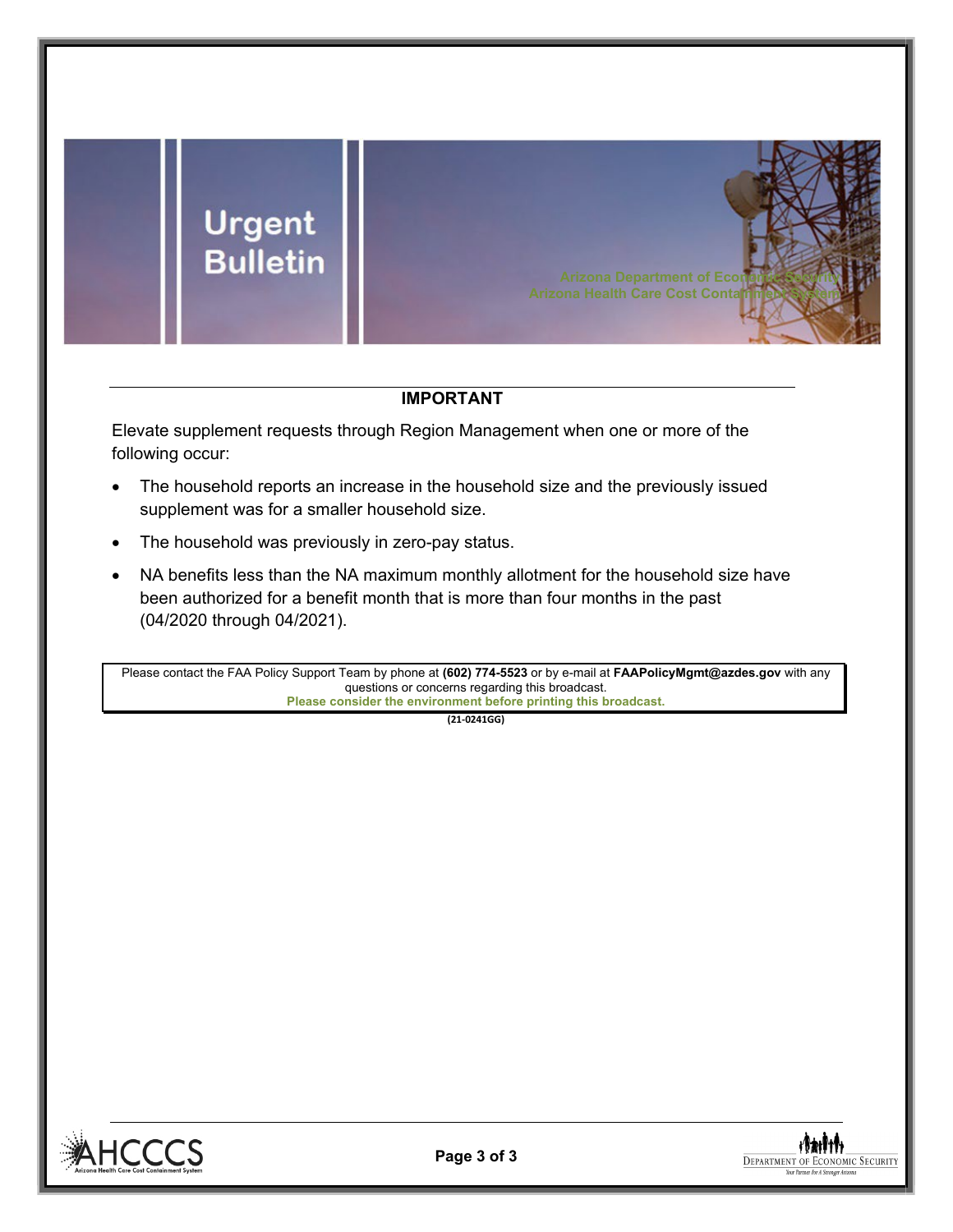## IMPORTANT

Elevate supplement requests through Region Management when one or more of the following occur:

- The household reports an increase in the household size and the previously issued supplement was for a smaller household size.
- The household was previously in zero-pay status.
- NA benefits less than the NA maximum monthly allotment for the household size have been authorized for a benefit month that is more than four months in the past (04/2020 through 04/2021).

Please contact the FAA Policy Support Team by phone at **(602) 774-5523** or by e-mail at **FAAPolicyMgmt@azdes.gov** with any questions or concerns regarding this broadcast.
**Please consider the environment before printing this broadcast.**

**(21-0241GG)**